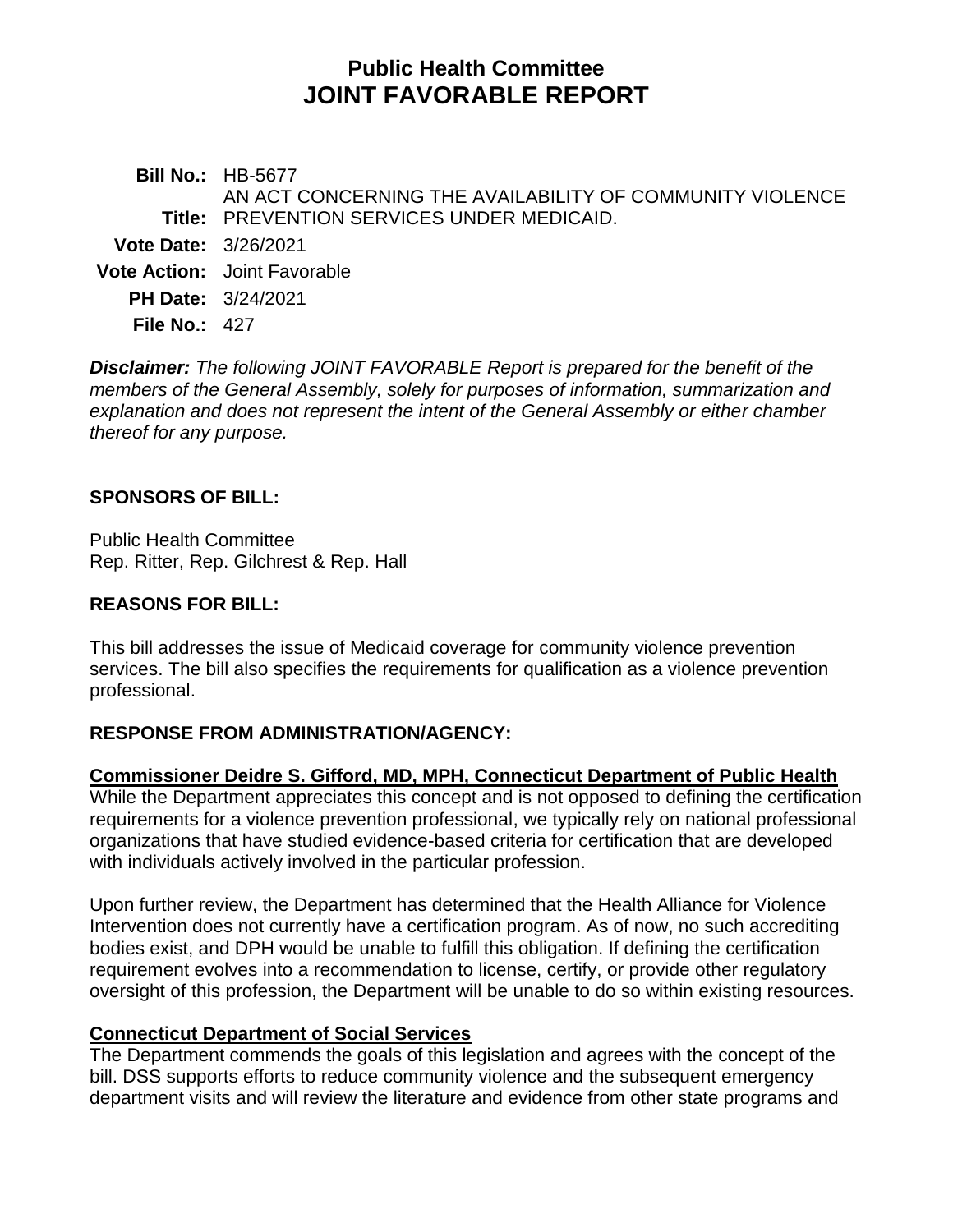# Public Health Committee
# JOINT FAVORABLE REPORT

**Bill No.:** HB-5677

**Title:** AN ACT CONCERNING THE AVAILABILITY OF COMMUNITY VIOLENCE PREVENTION SERVICES UNDER MEDICAID.

**Vote Date:** 3/26/2021

**Vote Action:** Joint Favorable

**PH Date:** 3/24/2021

**File No.:** 427

***Disclaimer:*** *The following JOINT FAVORABLE Report is prepared for the benefit of the members of the General Assembly, solely for purposes of information, summarization and explanation and does not represent the intent of the General Assembly or either chamber thereof for any purpose.*

## SPONSORS OF BILL:

Public Health Committee
Rep. Ritter, Rep. Gilchrest & Rep. Hall

## REASONS FOR BILL:

This bill addresses the issue of Medicaid coverage for community violence prevention services. The bill also specifies the requirements for qualification as a violence prevention professional.

## RESPONSE FROM ADMINISTRATION/AGENCY:

**Commissioner Deidre S. Gifford, MD, MPH, Connecticut Department of Public Health**

While the Department appreciates this concept and is not opposed to defining the certification requirements for a violence prevention professional, we typically rely on national professional organizations that have studied evidence-based criteria for certification that are developed with individuals actively involved in the particular profession.

Upon further review, the Department has determined that the Health Alliance for Violence Intervention does not currently have a certification program. As of now, no such accrediting bodies exist, and DPH would be unable to fulfill this obligation. If defining the certification requirement evolves into a recommendation to license, certify, or provide other regulatory oversight of this profession, the Department will be unable to do so within existing resources.

**Connecticut Department of Social Services**

The Department commends the goals of this legislation and agrees with the concept of the bill. DSS supports efforts to reduce community violence and the subsequent emergency department visits and will review the literature and evidence from other state programs and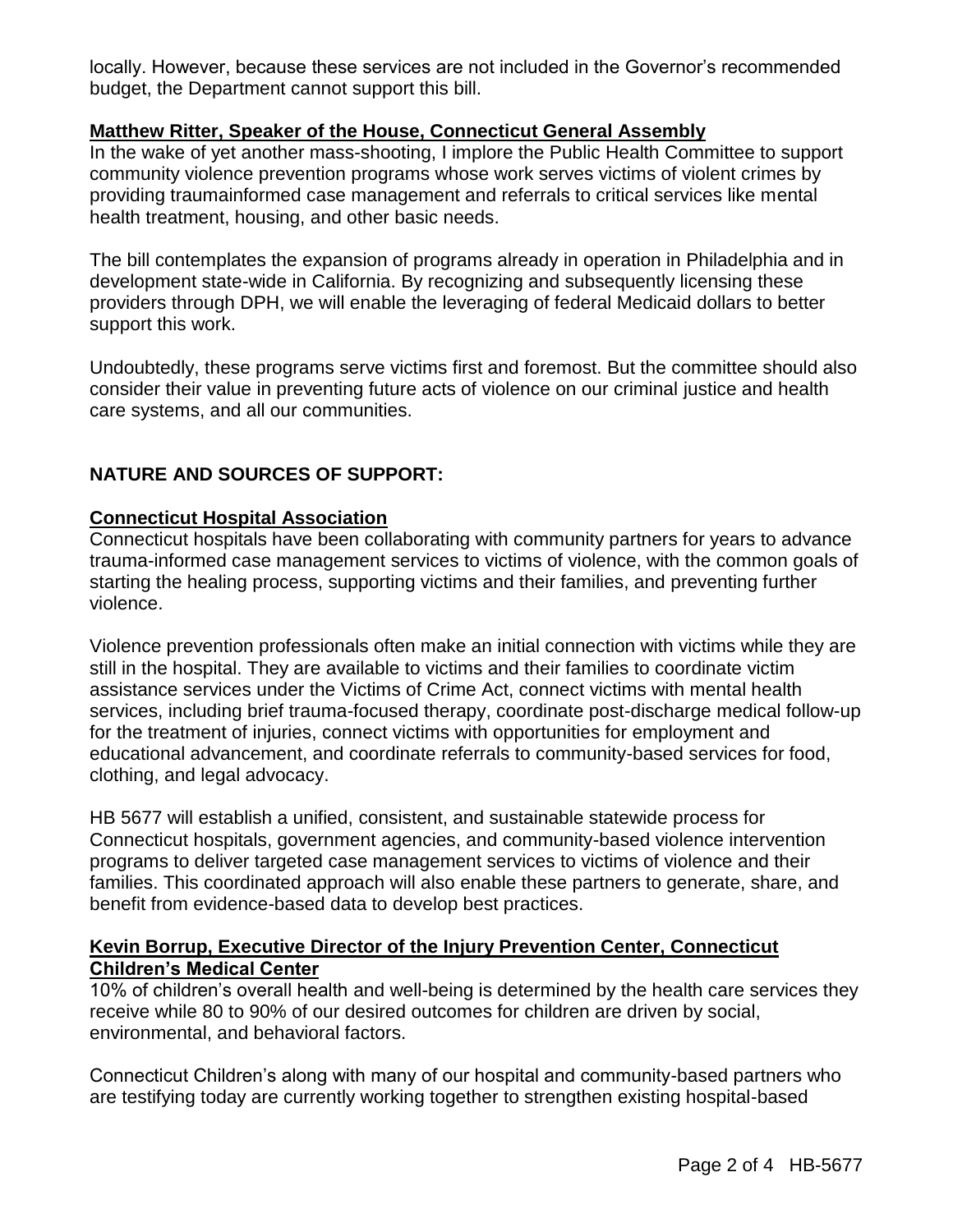locally. However, because these services are not included in the Governor's recommended budget, the Department cannot support this bill.

**Matthew Ritter, Speaker of the House, Connecticut General Assembly**

In the wake of yet another mass-shooting, I implore the Public Health Committee to support community violence prevention programs whose work serves victims of violent crimes by providing traumainformed case management and referrals to critical services like mental health treatment, housing, and other basic needs.

The bill contemplates the expansion of programs already in operation in Philadelphia and in development state-wide in California. By recognizing and subsequently licensing these providers through DPH, we will enable the leveraging of federal Medicaid dollars to better support this work.

Undoubtedly, these programs serve victims first and foremost. But the committee should also consider their value in preventing future acts of violence on our criminal justice and health care systems, and all our communities.

## NATURE AND SOURCES OF SUPPORT:

**Connecticut Hospital Association**

Connecticut hospitals have been collaborating with community partners for years to advance trauma-informed case management services to victims of violence, with the common goals of starting the healing process, supporting victims and their families, and preventing further violence.

Violence prevention professionals often make an initial connection with victims while they are still in the hospital. They are available to victims and their families to coordinate victim assistance services under the Victims of Crime Act, connect victims with mental health services, including brief trauma-focused therapy, coordinate post-discharge medical follow-up for the treatment of injuries, connect victims with opportunities for employment and educational advancement, and coordinate referrals to community-based services for food, clothing, and legal advocacy.

HB 5677 will establish a unified, consistent, and sustainable statewide process for Connecticut hospitals, government agencies, and community-based violence intervention programs to deliver targeted case management services to victims of violence and their families. This coordinated approach will also enable these partners to generate, share, and benefit from evidence-based data to develop best practices.

**Kevin Borrup, Executive Director of the Injury Prevention Center, Connecticut Children's Medical Center**

10% of children's overall health and well-being is determined by the health care services they receive while 80 to 90% of our desired outcomes for children are driven by social, environmental, and behavioral factors.

Connecticut Children's along with many of our hospital and community-based partners who are testifying today are currently working together to strengthen existing hospital-based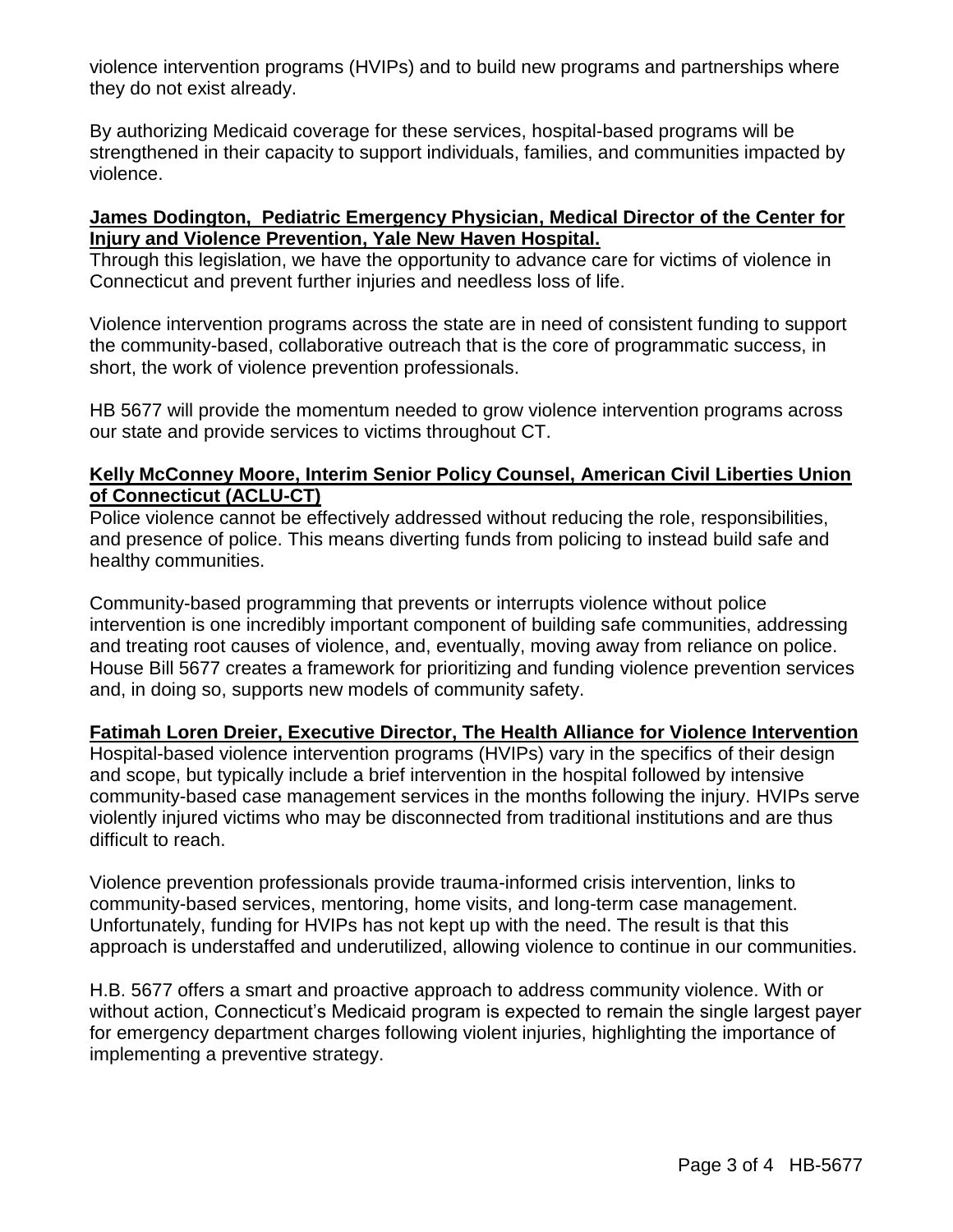violence intervention programs (HVIPs) and to build new programs and partnerships where they do not exist already.

By authorizing Medicaid coverage for these services, hospital-based programs will be strengthened in their capacity to support individuals, families, and communities impacted by violence.

**James Dodington, Pediatric Emergency Physician, Medical Director of the Center for Injury and Violence Prevention, Yale New Haven Hospital.**

Through this legislation, we have the opportunity to advance care for victims of violence in Connecticut and prevent further injuries and needless loss of life.

Violence intervention programs across the state are in need of consistent funding to support the community-based, collaborative outreach that is the core of programmatic success, in short, the work of violence prevention professionals.

HB 5677 will provide the momentum needed to grow violence intervention programs across our state and provide services to victims throughout CT.

**Kelly McConney Moore, Interim Senior Policy Counsel, American Civil Liberties Union of Connecticut (ACLU-CT)**

Police violence cannot be effectively addressed without reducing the role, responsibilities, and presence of police. This means diverting funds from policing to instead build safe and healthy communities.

Community-based programming that prevents or interrupts violence without police intervention is one incredibly important component of building safe communities, addressing and treating root causes of violence, and, eventually, moving away from reliance on police. House Bill 5677 creates a framework for prioritizing and funding violence prevention services and, in doing so, supports new models of community safety.

**Fatimah Loren Dreier, Executive Director, The Health Alliance for Violence Intervention**

Hospital-based violence intervention programs (HVIPs) vary in the specifics of their design and scope, but typically include a brief intervention in the hospital followed by intensive community-based case management services in the months following the injury. HVIPs serve violently injured victims who may be disconnected from traditional institutions and are thus difficult to reach.

Violence prevention professionals provide trauma-informed crisis intervention, links to community-based services, mentoring, home visits, and long-term case management. Unfortunately, funding for HVIPs has not kept up with the need. The result is that this approach is understaffed and underutilized, allowing violence to continue in our communities.

H.B. 5677 offers a smart and proactive approach to address community violence. With or without action, Connecticut's Medicaid program is expected to remain the single largest payer for emergency department charges following violent injuries, highlighting the importance of implementing a preventive strategy.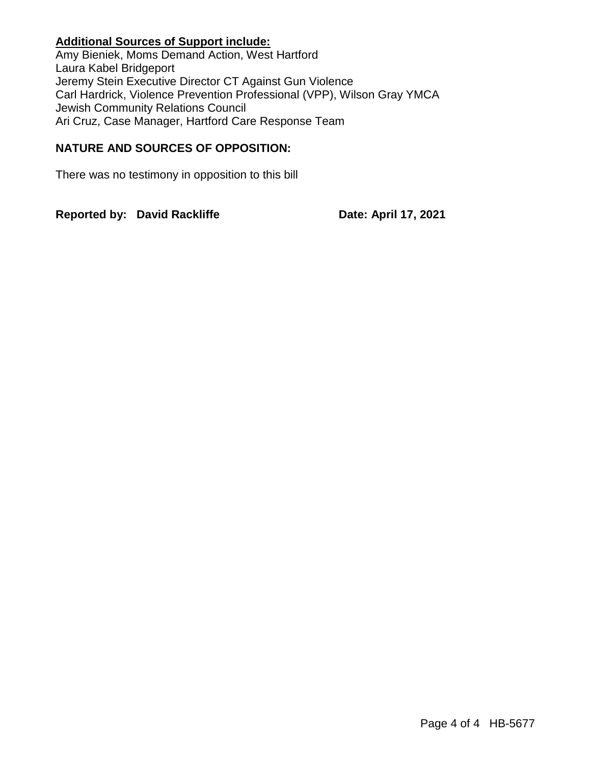**Additional Sources of Support include:**

Amy Bieniek, Moms Demand Action, West Hartford
Laura Kabel Bridgeport
Jeremy Stein Executive Director CT Against Gun Violence
Carl Hardrick, Violence Prevention Professional (VPP), Wilson Gray YMCA
Jewish Community Relations Council
Ari Cruz, Case Manager, Hartford Care Response Team

**NATURE AND SOURCES OF OPPOSITION:**

There was no testimony in opposition to this bill

**Reported by: David Rackliffe** **Date: April 17, 2021**